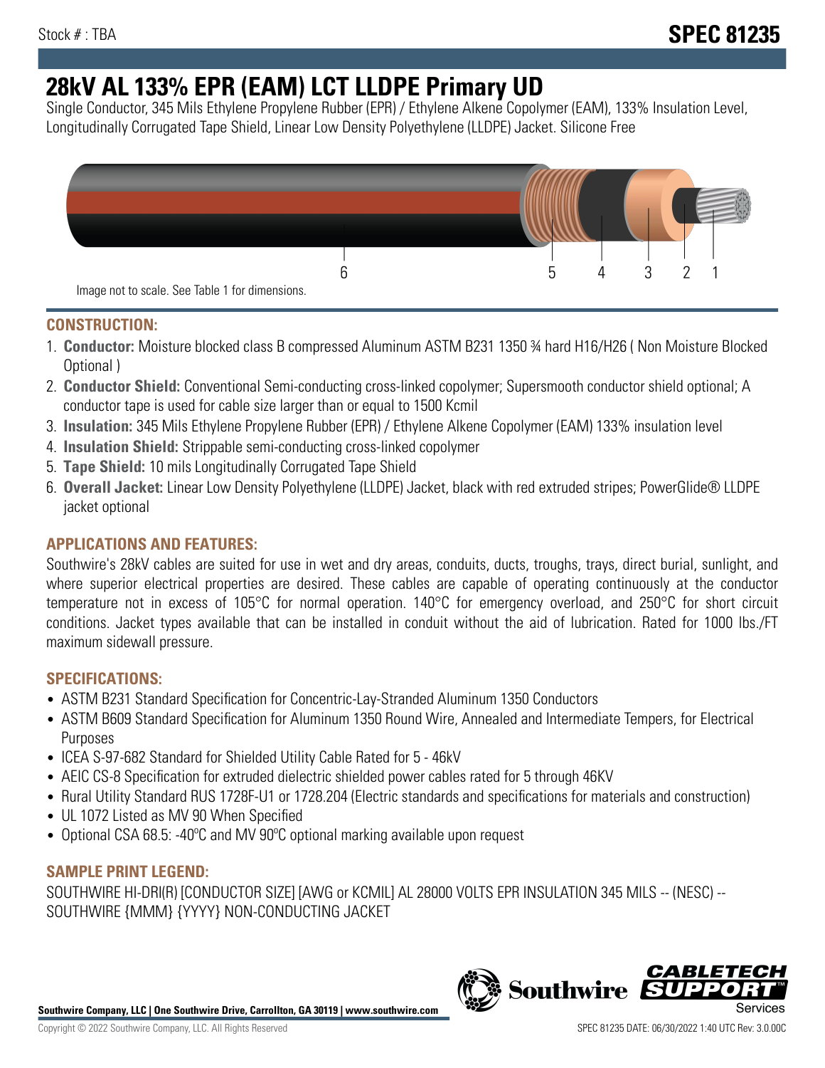Stock # : TBA

# SPEC 81235

# 28kV AL 133% EPR (EAM) LCT LLDPE Primary UD

Single Conductor, 345 Mils Ethylene Propylene Rubber (EPR) / Ethylene Alkene Copolymer (EAM), 133% Insulation Level, Longitudinally Corrugated Tape Shield, Linear Low Density Polyethylene (LLDPE) Jacket. Silicone Free

6 5 4 3 2 1

Image not to scale. See Table 1 for dimensions.

## CONSTRUCTION:

1. **Conductor:** Moisture blocked class B compressed Aluminum ASTM B231 1350 ¾ hard H16/H26 ( Non Moisture Blocked Optional )
2. **Conductor Shield:** Conventional Semi-conducting cross-linked copolymer; Supersmooth conductor shield optional; A conductor tape is used for cable size larger than or equal to 1500 Kcmil
3. **Insulation:** 345 Mils Ethylene Propylene Rubber (EPR) / Ethylene Alkene Copolymer (EAM) 133% insulation level
4. **Insulation Shield:** Strippable semi-conducting cross-linked copolymer
5. **Tape Shield:** 10 mils Longitudinally Corrugated Tape Shield
6. **Overall Jacket:** Linear Low Density Polyethylene (LLDPE) Jacket, black with red extruded stripes; PowerGlide® LLDPE jacket optional

## APPLICATIONS AND FEATURES:

Southwire's 28kV cables are suited for use in wet and dry areas, conduits, ducts, troughs, trays, direct burial, sunlight, and where superior electrical properties are desired. These cables are capable of operating continuously at the conductor temperature not in excess of 105°C for normal operation. 140°C for emergency overload, and 250°C for short circuit conditions. Jacket types available that can be installed in conduit without the aid of lubrication. Rated for 1000 lbs./FT maximum sidewall pressure.

## SPECIFICATIONS:

- ASTM B231 Standard Specification for Concentric-Lay-Stranded Aluminum 1350 Conductors
- ASTM B609 Standard Specification for Aluminum 1350 Round Wire, Annealed and Intermediate Tempers, for Electrical Purposes
- ICEA S-97-682 Standard for Shielded Utility Cable Rated for 5 - 46kV
- AEIC CS-8 Specification for extruded dielectric shielded power cables rated for 5 through 46KV
- Rural Utility Standard RUS 1728F-U1 or 1728.204 (Electric standards and specifications for materials and construction)
- UL 1072 Listed as MV 90 When Specified
- Optional CSA 68.5: -40ºC and MV 90ºC optional marking available upon request

## SAMPLE PRINT LEGEND:

SOUTHWIRE HI-DRI(R) [CONDUCTOR SIZE] [AWG or KCMIL] AL 28000 VOLTS EPR INSULATION 345 MILS -- (NESC) -- SOUTHWIRE {MMM} {YYYY} NON-CONDUCTING JACKET

**Southwire Company, LLC | One Southwire Drive, Carrollton, GA 30119 | www.southwire.com**

Copyright © 2022 Southwire Company, LLC. All Rights Reserved

SPEC 81235 DATE: 06/30/2022 1:40 UTC Rev: 3.0.00C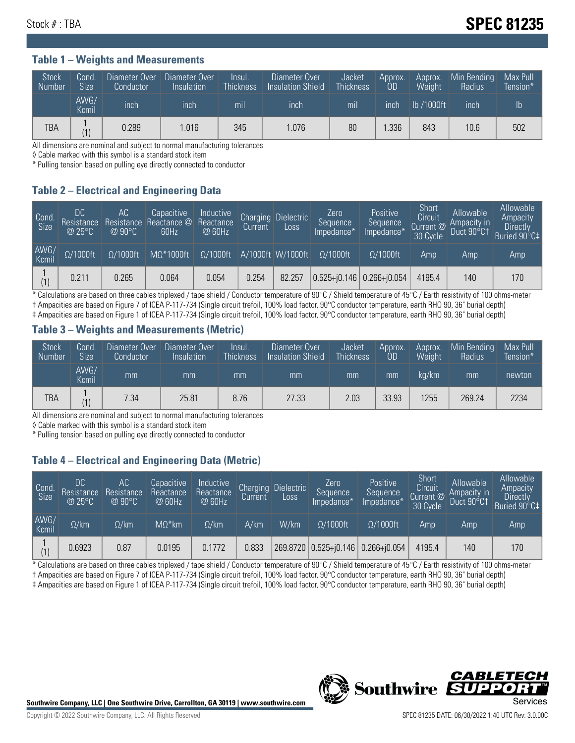Stock # : TBA

# SPEC 81235

## Table 1 – Weights and Measurements

| Stock Number | Cond. Size | Diameter Over Conductor | Diameter Over Insulation | Insul. Thickness | Diameter Over Insulation Shield | Jacket Thickness | Approx. OD | Approx. Weight | Min Bending Radius | Max Pull Tension* |
|---|---|---|---|---|---|---|---|---|---|---|
| | AWG/ Kcmil | inch | inch | mil | inch | mil | inch | lb /1000ft | inch | lb |
| TBA | 1 (1) | 0.289 | 1.016 | 345 | 1.076 | 80 | 1.336 | 843 | 10.6 | 502 |

All dimensions are nominal and subject to normal manufacturing tolerances

◊ Cable marked with this symbol is a standard stock item

* Pulling tension based on pulling eye directly connected to conductor

## Table 2 – Electrical and Engineering Data

| Cond. Size | DC Resistance @ 25°C | AC Resistance @ 90°C | Capacitive Reactance @ 60Hz | Inductive Reactance @ 60Hz | Charging Current | Dielectric Loss | Zero Sequence Impedance* | Positive Sequence Impedance* | Short Circuit Current @ 30 Cycle | Allowable Ampacity in Duct 90°C† | Allowable Ampacity Directly Buried 90°C‡ |
|---|---|---|---|---|---|---|---|---|---|---|---|
| AWG/ Kcmil | Ω/1000ft | Ω/1000ft | MΩ*1000ft | Ω/1000ft | A/1000ft | W/1000ft | Ω/1000ft | Ω/1000ft | Amp | Amp | Amp |
| 1 (1) | 0.211 | 0.265 | 0.064 | 0.054 | 0.254 | 82.257 | 0.525+j0.146 | 0.266+j0.054 | 4195.4 | 140 | 170 |

* Calculations are based on three cables triplexed / tape shield / Conductor temperature of 90°C / Shield temperature of 45°C / Earth resistivity of 100 ohms-meter

† Ampacities are based on Figure 7 of ICEA P-117-734 (Single circuit trefoil, 100% load factor, 90°C conductor temperature, earth RHO 90, 36" burial depth)

‡ Ampacities are based on Figure 1 of ICEA P-117-734 (Single circuit trefoil, 100% load factor, 90°C conductor temperature, earth RHO 90, 36" burial depth)

## Table 3 – Weights and Measurements (Metric)

| Stock Number | Cond. Size | Diameter Over Conductor | Diameter Over Insulation | Insul. Thickness | Diameter Over Insulation Shield | Jacket Thickness | Approx. OD | Approx. Weight | Min Bending Radius | Max Pull Tension* |
|---|---|---|---|---|---|---|---|---|---|---|
| | AWG/ Kcmil | mm | mm | mm | mm | mm | mm | kg/km | mm | newton |
| TBA | 1 (1) | 7.34 | 25.81 | 8.76 | 27.33 | 2.03 | 33.93 | 1255 | 269.24 | 2234 |

All dimensions are nominal and subject to normal manufacturing tolerances

◊ Cable marked with this symbol is a standard stock item

* Pulling tension based on pulling eye directly connected to conductor

## Table 4 – Electrical and Engineering Data (Metric)

| Cond. Size | DC Resistance @ 25°C | AC Resistance @ 90°C | Capacitive Reactance @ 60Hz | Inductive Reactance @ 60Hz | Charging Current | Dielectric Loss | Zero Sequence Impedance* | Positive Sequence Impedance* | Short Circuit Current @ 30 Cycle | Allowable Ampacity in Duct 90°C† | Allowable Ampacity Directly Buried 90°C‡ |
|---|---|---|---|---|---|---|---|---|---|---|---|
| AWG/ Kcmil | Ω/km | Ω/km | MΩ*km | Ω/km | A/km | W/km | Ω/1000ft | Ω/1000ft | Amp | Amp | Amp |
| 1 (1) | 0.6923 | 0.87 | 0.0195 | 0.1772 | 0.833 | 269.8720 | 0.525+j0.146 | 0.266+j0.054 | 4195.4 | 140 | 170 |

* Calculations are based on three cables triplexed / tape shield / Conductor temperature of 90°C / Shield temperature of 45°C / Earth resistivity of 100 ohms-meter

† Ampacities are based on Figure 7 of ICEA P-117-734 (Single circuit trefoil, 100% load factor, 90°C conductor temperature, earth RHO 90, 36" burial depth)

‡ Ampacities are based on Figure 1 of ICEA P-117-734 (Single circuit trefoil, 100% load factor, 90°C conductor temperature, earth RHO 90, 36" burial depth)

Southwire CABLETECH SUPPORT Services

**Southwire Company, LLC | One Southwire Drive, Carrollton, GA 30119 | www.southwire.com**

Copyright © 2022 Southwire Company, LLC. All Rights Reserved

SPEC 81235 DATE: 06/30/2022 1:40 UTC Rev: 3.0.00C